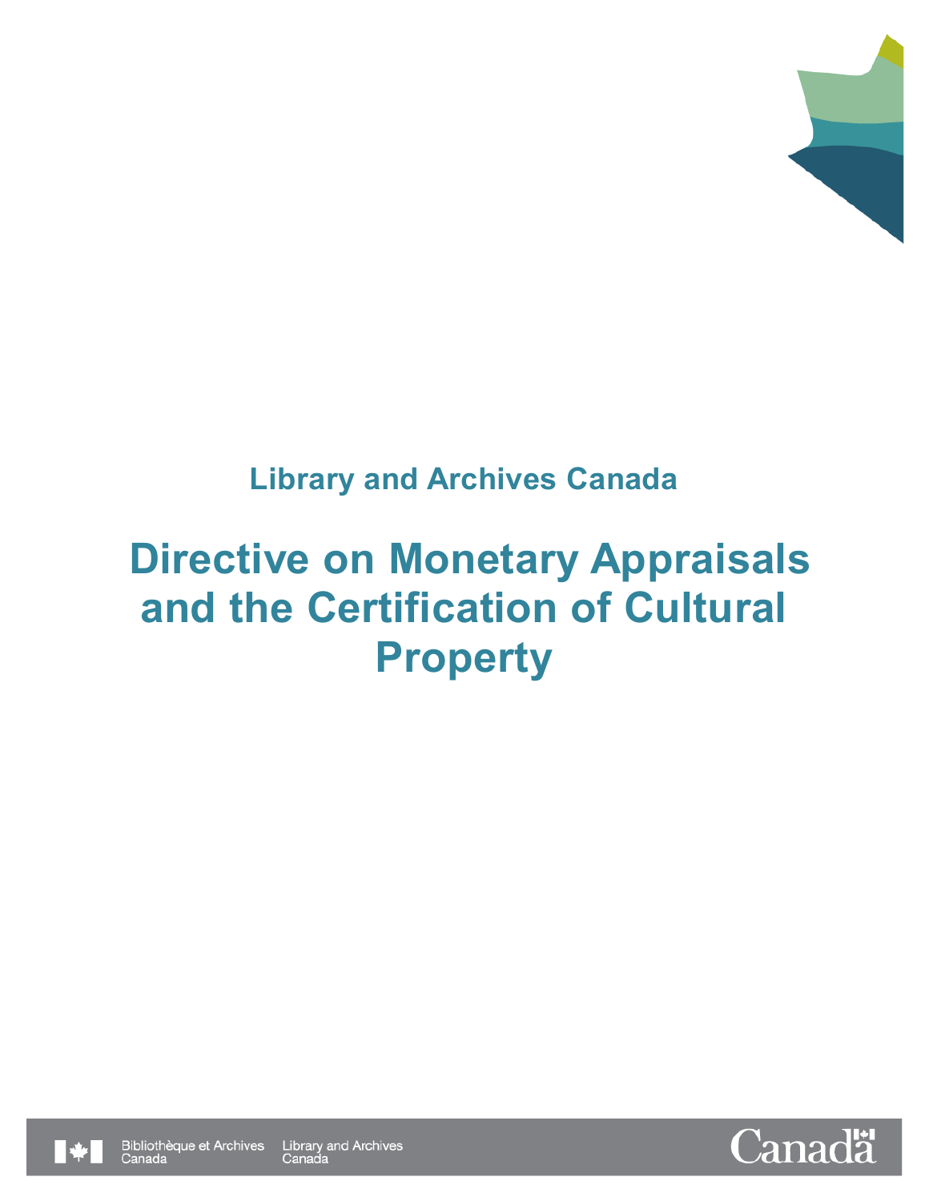**Library and Archives Canada**

# Directive on Monetary Appraisals and the Certification of Cultural Property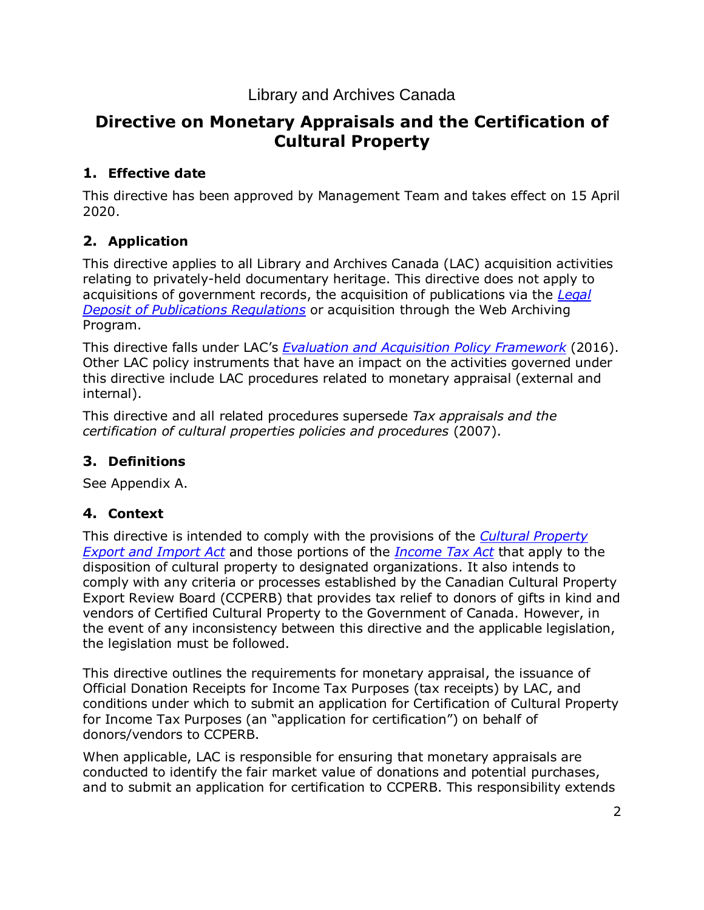Library and Archives Canada

# Directive on Monetary Appraisals and the Certification of Cultural Property

## 1. Effective date

This directive has been approved by Management Team and takes effect on 15 April 2020.

## 2. Application

This directive applies to all Library and Archives Canada (LAC) acquisition activities relating to privately-held documentary heritage. This directive does not apply to acquisitions of government records, the acquisition of publications via the *Legal Deposit of Publications Regulations* or acquisition through the Web Archiving Program.

This directive falls under LAC's *Evaluation and Acquisition Policy Framework* (2016). Other LAC policy instruments that have an impact on the activities governed under this directive include LAC procedures related to monetary appraisal (external and internal).

This directive and all related procedures supersede *Tax appraisals and the certification of cultural properties policies and procedures* (2007).

## 3. Definitions

See Appendix A.

## 4. Context

This directive is intended to comply with the provisions of the *Cultural Property Export and Import Act* and those portions of the *Income Tax Act* that apply to the disposition of cultural property to designated organizations. It also intends to comply with any criteria or processes established by the Canadian Cultural Property Export Review Board (CCPERB) that provides tax relief to donors of gifts in kind and vendors of Certified Cultural Property to the Government of Canada. However, in the event of any inconsistency between this directive and the applicable legislation, the legislation must be followed.

This directive outlines the requirements for monetary appraisal, the issuance of Official Donation Receipts for Income Tax Purposes (tax receipts) by LAC, and conditions under which to submit an application for Certification of Cultural Property for Income Tax Purposes (an "application for certification") on behalf of donors/vendors to CCPERB.

When applicable, LAC is responsible for ensuring that monetary appraisals are conducted to identify the fair market value of donations and potential purchases, and to submit an application for certification to CCPERB. This responsibility extends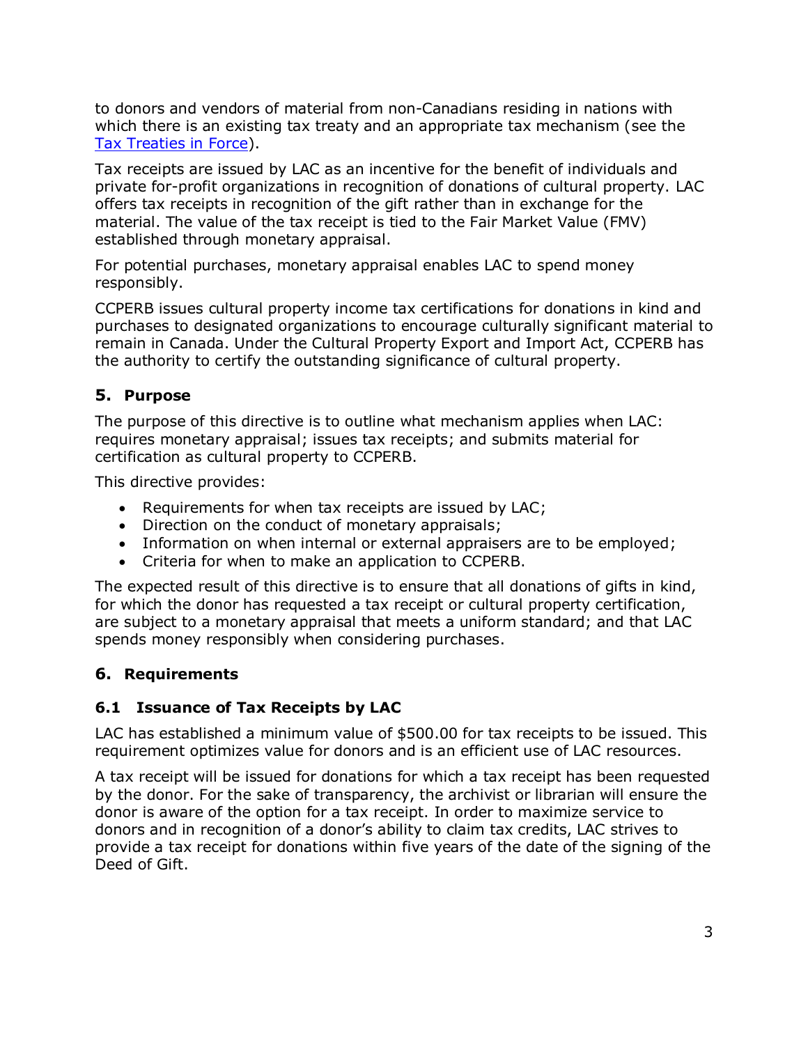to donors and vendors of material from non-Canadians residing in nations with which there is an existing tax treaty and an appropriate tax mechanism (see the [Tax Treaties in Force]).

Tax receipts are issued by LAC as an incentive for the benefit of individuals and private for-profit organizations in recognition of donations of cultural property. LAC offers tax receipts in recognition of the gift rather than in exchange for the material. The value of the tax receipt is tied to the Fair Market Value (FMV) established through monetary appraisal.

For potential purchases, monetary appraisal enables LAC to spend money responsibly.

CCPERB issues cultural property income tax certifications for donations in kind and purchases to designated organizations to encourage culturally significant material to remain in Canada. Under the Cultural Property Export and Import Act, CCPERB has the authority to certify the outstanding significance of cultural property.

## 5. Purpose

The purpose of this directive is to outline what mechanism applies when LAC: requires monetary appraisal; issues tax receipts; and submits material for certification as cultural property to CCPERB.

This directive provides:

- Requirements for when tax receipts are issued by LAC;
- Direction on the conduct of monetary appraisals;
- Information on when internal or external appraisers are to be employed;
- Criteria for when to make an application to CCPERB.

The expected result of this directive is to ensure that all donations of gifts in kind, for which the donor has requested a tax receipt or cultural property certification, are subject to a monetary appraisal that meets a uniform standard; and that LAC spends money responsibly when considering purchases.

## 6. Requirements

### 6.1 Issuance of Tax Receipts by LAC

LAC has established a minimum value of $500.00 for tax receipts to be issued. This requirement optimizes value for donors and is an efficient use of LAC resources.

A tax receipt will be issued for donations for which a tax receipt has been requested by the donor. For the sake of transparency, the archivist or librarian will ensure the donor is aware of the option for a tax receipt. In order to maximize service to donors and in recognition of a donor's ability to claim tax credits, LAC strives to provide a tax receipt for donations within five years of the date of the signing of the Deed of Gift.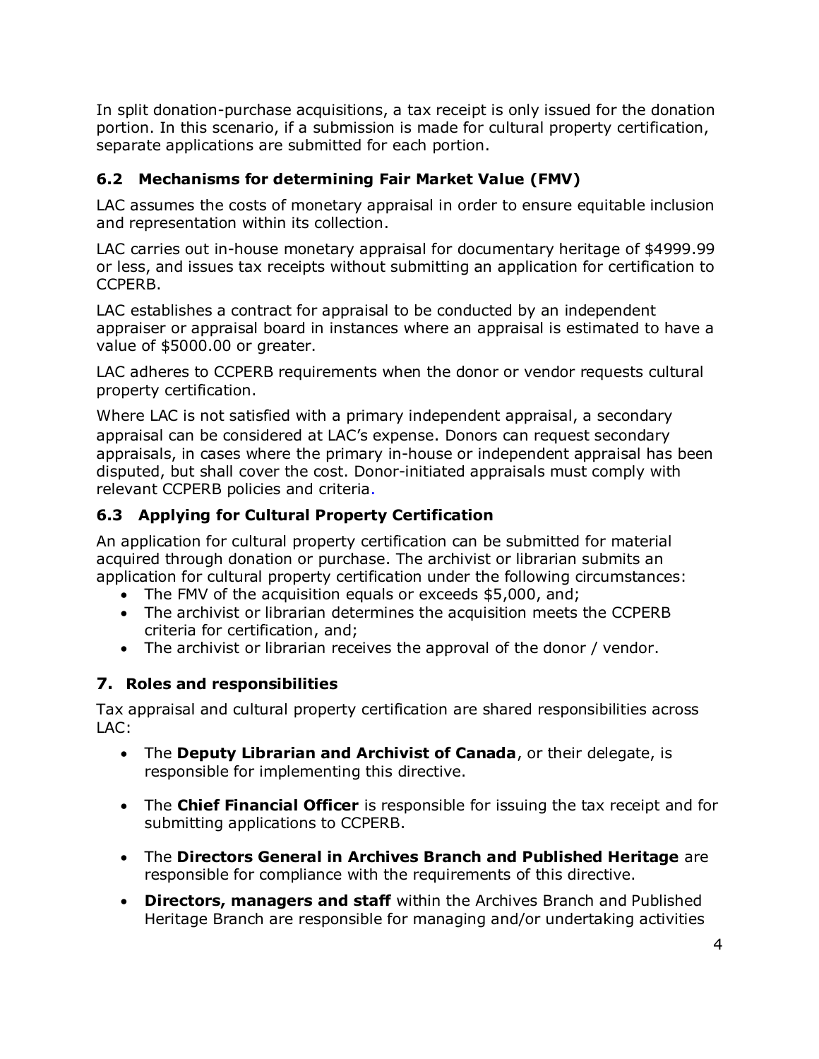In split donation-purchase acquisitions, a tax receipt is only issued for the donation portion. In this scenario, if a submission is made for cultural property certification, separate applications are submitted for each portion.

### 6.2 Mechanisms for determining Fair Market Value (FMV)

LAC assumes the costs of monetary appraisal in order to ensure equitable inclusion and representation within its collection.

LAC carries out in-house monetary appraisal for documentary heritage of $4999.99 or less, and issues tax receipts without submitting an application for certification to CCPERB.

LAC establishes a contract for appraisal to be conducted by an independent appraiser or appraisal board in instances where an appraisal is estimated to have a value of $5000.00 or greater.

LAC adheres to CCPERB requirements when the donor or vendor requests cultural property certification.

Where LAC is not satisfied with a primary independent appraisal, a secondary appraisal can be considered at LAC's expense. Donors can request secondary appraisals, in cases where the primary in-house or independent appraisal has been disputed, but shall cover the cost. Donor-initiated appraisals must comply with relevant CCPERB policies and criteria.

### 6.3 Applying for Cultural Property Certification

An application for cultural property certification can be submitted for material acquired through donation or purchase. The archivist or librarian submits an application for cultural property certification under the following circumstances:

- The FMV of the acquisition equals or exceeds $5,000, and;
- The archivist or librarian determines the acquisition meets the CCPERB criteria for certification, and;
- The archivist or librarian receives the approval of the donor / vendor.

## 7. Roles and responsibilities

Tax appraisal and cultural property certification are shared responsibilities across LAC:

- The **Deputy Librarian and Archivist of Canada**, or their delegate, is responsible for implementing this directive.
- The **Chief Financial Officer** is responsible for issuing the tax receipt and for submitting applications to CCPERB.
- The **Directors General in Archives Branch and Published Heritage** are responsible for compliance with the requirements of this directive.
- **Directors, managers and staff** within the Archives Branch and Published Heritage Branch are responsible for managing and/or undertaking activities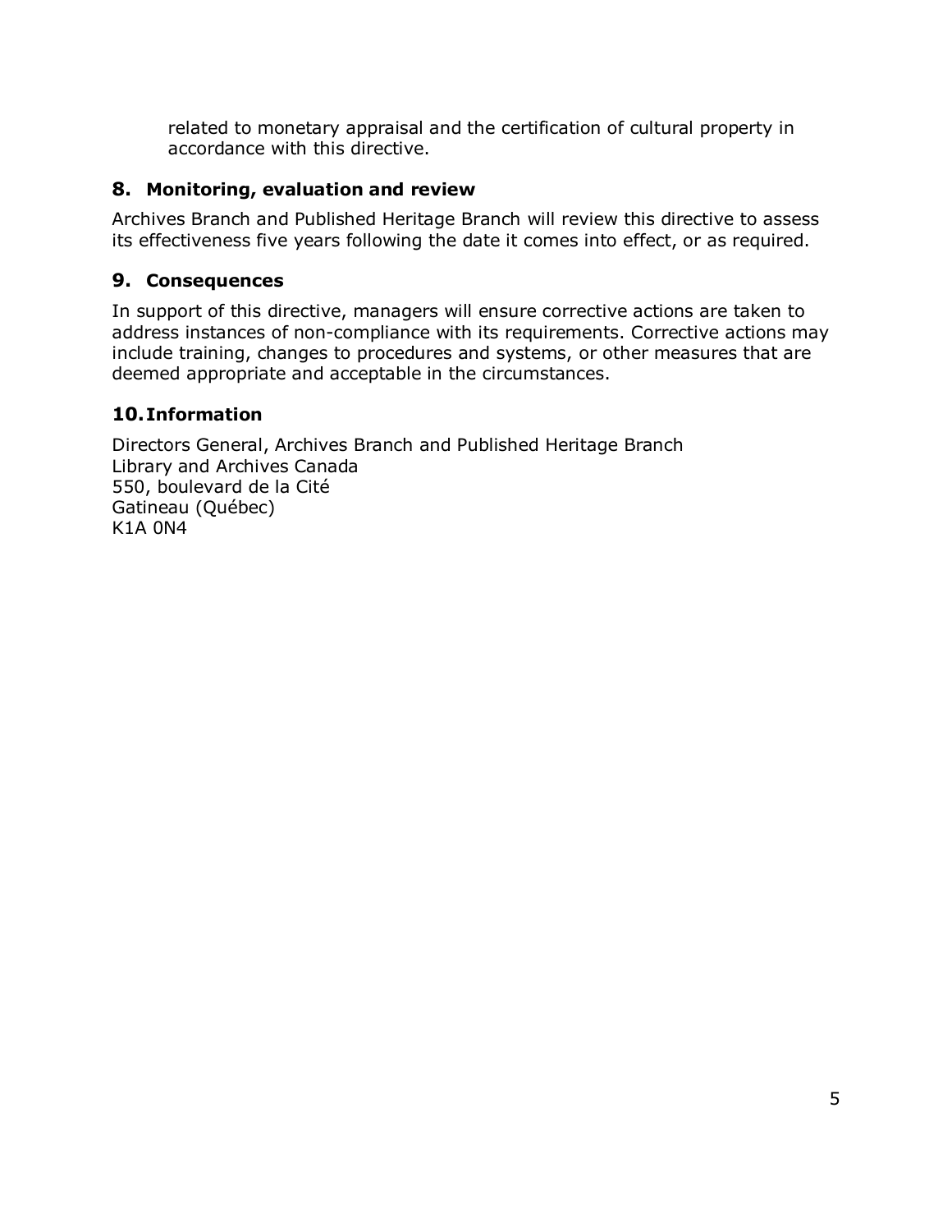related to monetary appraisal and the certification of cultural property in accordance with this directive.

## 8. Monitoring, evaluation and review

Archives Branch and Published Heritage Branch will review this directive to assess its effectiveness five years following the date it comes into effect, or as required.

## 9. Consequences

In support of this directive, managers will ensure corrective actions are taken to address instances of non-compliance with its requirements. Corrective actions may include training, changes to procedures and systems, or other measures that are deemed appropriate and acceptable in the circumstances.

## 10. Information

Directors General, Archives Branch and Published Heritage Branch
Library and Archives Canada
550, boulevard de la Cité
Gatineau (Québec)
K1A 0N4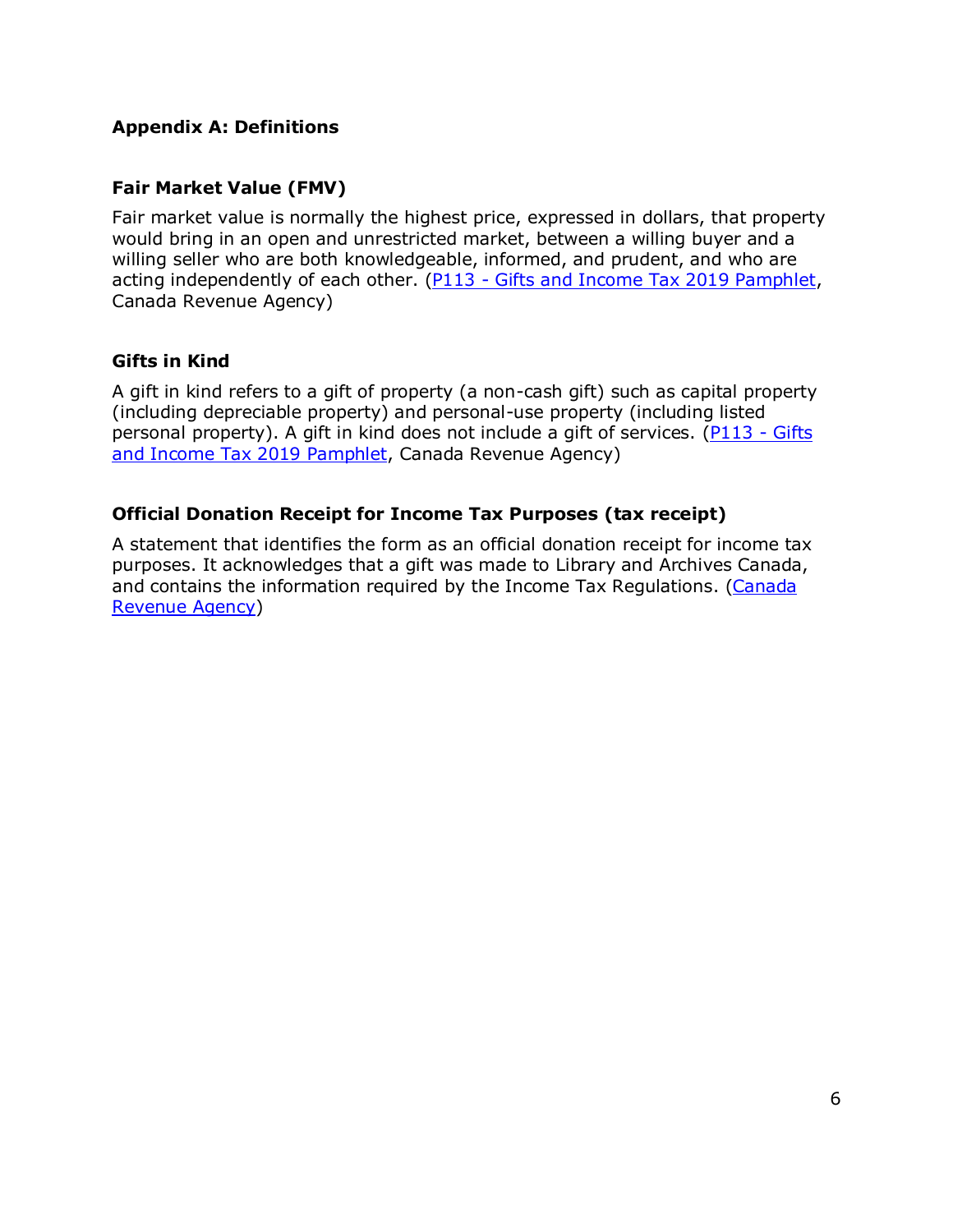## Appendix A: Definitions

### Fair Market Value (FMV)

Fair market value is normally the highest price, expressed in dollars, that property would bring in an open and unrestricted market, between a willing buyer and a willing seller who are both knowledgeable, informed, and prudent, and who are acting independently of each other. (P113 - Gifts and Income Tax 2019 Pamphlet, Canada Revenue Agency)

### Gifts in Kind

A gift in kind refers to a gift of property (a non-cash gift) such as capital property (including depreciable property) and personal-use property (including listed personal property). A gift in kind does not include a gift of services. (P113 - Gifts and Income Tax 2019 Pamphlet, Canada Revenue Agency)

### Official Donation Receipt for Income Tax Purposes (tax receipt)

A statement that identifies the form as an official donation receipt for income tax purposes. It acknowledges that a gift was made to Library and Archives Canada, and contains the information required by the Income Tax Regulations. (Canada Revenue Agency)